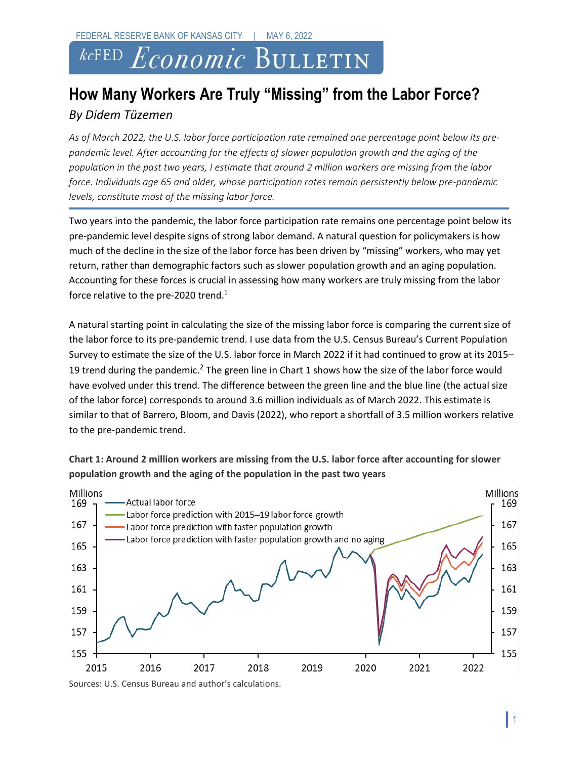FEDERAL RESERVE BANK OF KANSAS CITY | MAY 6, 2022

# kcFED Economic Bulletin

## How Many Workers Are Truly "Missing" from the Labor Force?

*By Didem Tüzemen*

*As of March 2022, the U.S. labor force participation rate remained one percentage point below its pre-pandemic level. After accounting for the effects of slower population growth and the aging of the population in the past two years, I estimate that around 2 million workers are missing from the labor force. Individuals age 65 and older, whose participation rates remain persistently below pre-pandemic levels, constitute most of the missing labor force.*

Two years into the pandemic, the labor force participation rate remains one percentage point below its pre-pandemic level despite signs of strong labor demand. A natural question for policymakers is how much of the decline in the size of the labor force has been driven by "missing" workers, who may yet return, rather than demographic factors such as slower population growth and an aging population. Accounting for these forces is crucial in assessing how many workers are truly missing from the labor force relative to the pre-2020 trend.[1]

A natural starting point in calculating the size of the missing labor force is comparing the current size of the labor force to its pre-pandemic trend. I use data from the U.S. Census Bureau's Current Population Survey to estimate the size of the U.S. labor force in March 2022 if it had continued to grow at its 2015–19 trend during the pandemic.[2] The green line in Chart 1 shows how the size of the labor force would have evolved under this trend. The difference between the green line and the blue line (the actual size of the labor force) corresponds to around 3.6 million individuals as of March 2022. This estimate is similar to that of Barrero, Bloom, and Davis (2022), who report a shortfall of 3.5 million workers relative to the pre-pandemic trend.

**Chart 1: Around 2 million workers are missing from the U.S. labor force after accounting for slower population growth and the aging of the population in the past two years**

Sources: U.S. Census Bureau and author's calculations.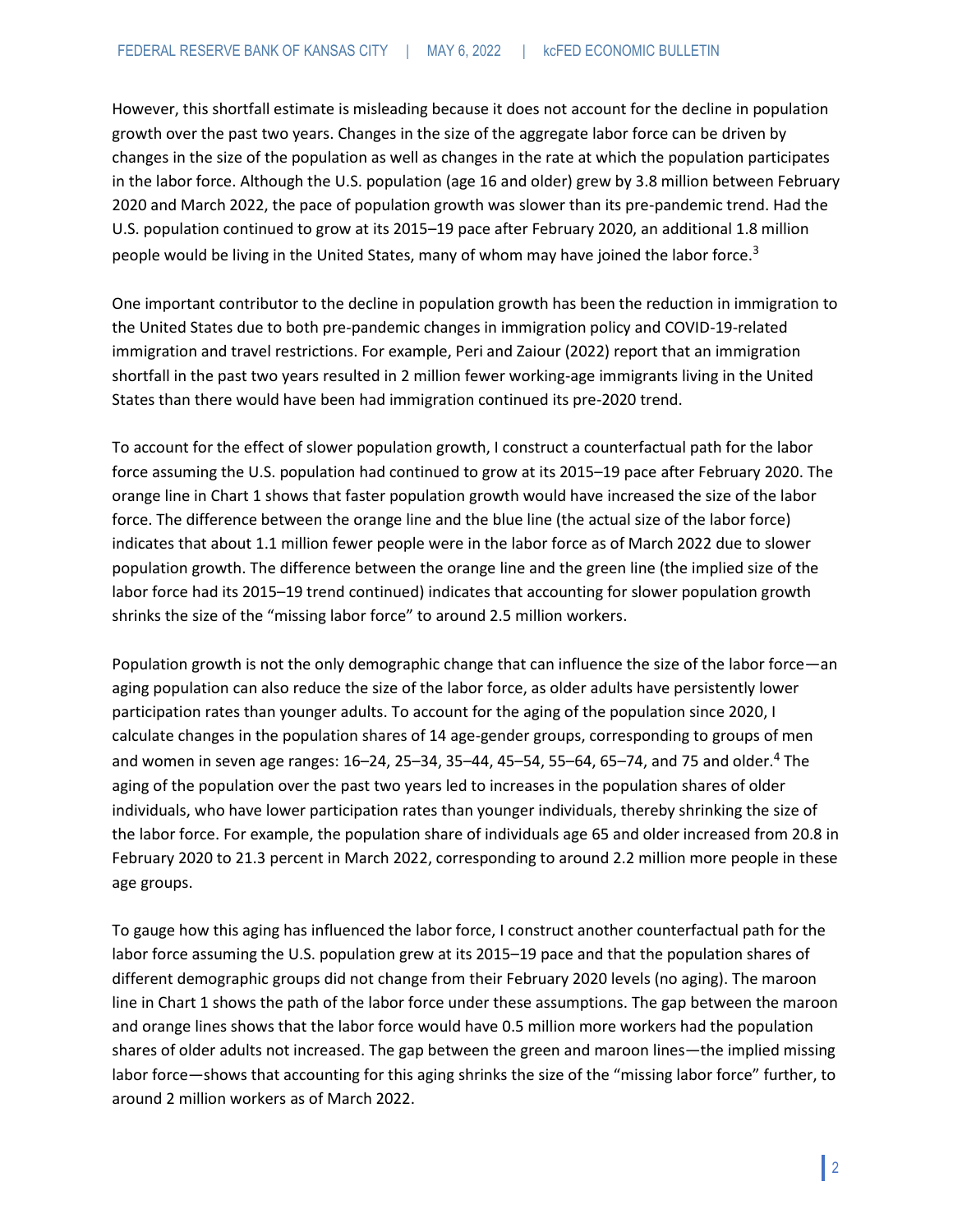However, this shortfall estimate is misleading because it does not account for the decline in population growth over the past two years. Changes in the size of the aggregate labor force can be driven by changes in the size of the population as well as changes in the rate at which the population participates in the labor force. Although the U.S. population (age 16 and older) grew by 3.8 million between February 2020 and March 2022, the pace of population growth was slower than its pre-pandemic trend. Had the U.S. population continued to grow at its 2015–19 pace after February 2020, an additional 1.8 million people would be living in the United States, many of whom may have joined the labor force.[3]

One important contributor to the decline in population growth has been the reduction in immigration to the United States due to both pre-pandemic changes in immigration policy and COVID-19-related immigration and travel restrictions. For example, Peri and Zaiour (2022) report that an immigration shortfall in the past two years resulted in 2 million fewer working-age immigrants living in the United States than there would have been had immigration continued its pre-2020 trend.

To account for the effect of slower population growth, I construct a counterfactual path for the labor force assuming the U.S. population had continued to grow at its 2015–19 pace after February 2020. The orange line in Chart 1 shows that faster population growth would have increased the size of the labor force. The difference between the orange line and the blue line (the actual size of the labor force) indicates that about 1.1 million fewer people were in the labor force as of March 2022 due to slower population growth. The difference between the orange line and the green line (the implied size of the labor force had its 2015–19 trend continued) indicates that accounting for slower population growth shrinks the size of the "missing labor force" to around 2.5 million workers.

Population growth is not the only demographic change that can influence the size of the labor force—an aging population can also reduce the size of the labor force, as older adults have persistently lower participation rates than younger adults. To account for the aging of the population since 2020, I calculate changes in the population shares of 14 age-gender groups, corresponding to groups of men and women in seven age ranges: 16–24, 25–34, 35–44, 45–54, 55–64, 65–74, and 75 and older.[4] The aging of the population over the past two years led to increases in the population shares of older individuals, who have lower participation rates than younger individuals, thereby shrinking the size of the labor force. For example, the population share of individuals age 65 and older increased from 20.8 in February 2020 to 21.3 percent in March 2022, corresponding to around 2.2 million more people in these age groups.

To gauge how this aging has influenced the labor force, I construct another counterfactual path for the labor force assuming the U.S. population grew at its 2015–19 pace and that the population shares of different demographic groups did not change from their February 2020 levels (no aging). The maroon line in Chart 1 shows the path of the labor force under these assumptions. The gap between the maroon and orange lines shows that the labor force would have 0.5 million more workers had the population shares of older adults not increased. The gap between the green and maroon lines—the implied missing labor force—shows that accounting for this aging shrinks the size of the "missing labor force" further, to around 2 million workers as of March 2022.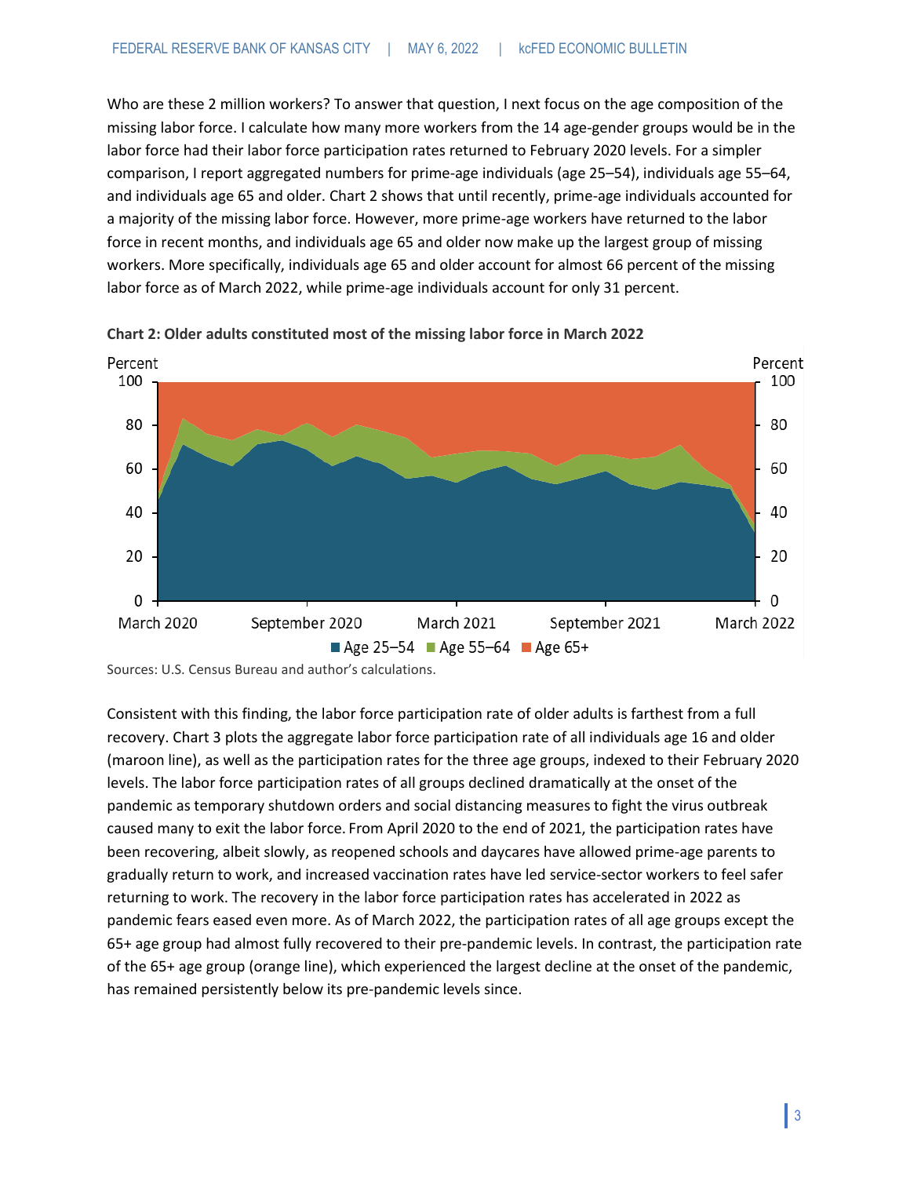Who are these 2 million workers? To answer that question, I next focus on the age composition of the missing labor force. I calculate how many more workers from the 14 age-gender groups would be in the labor force had their labor force participation rates returned to February 2020 levels. For a simpler comparison, I report aggregated numbers for prime-age individuals (age 25–54), individuals age 55–64, and individuals age 65 and older. Chart 2 shows that until recently, prime-age individuals accounted for a majority of the missing labor force. However, more prime-age workers have returned to the labor force in recent months, and individuals age 65 and older now make up the largest group of missing workers. More specifically, individuals age 65 and older account for almost 66 percent of the missing labor force as of March 2022, while prime-age individuals account for only 31 percent.

**Chart 2: Older adults constituted most of the missing labor force in March 2022**

Sources: U.S. Census Bureau and author's calculations.

Consistent with this finding, the labor force participation rate of older adults is farthest from a full recovery. Chart 3 plots the aggregate labor force participation rate of all individuals age 16 and older (maroon line), as well as the participation rates for the three age groups, indexed to their February 2020 levels. The labor force participation rates of all groups declined dramatically at the onset of the pandemic as temporary shutdown orders and social distancing measures to fight the virus outbreak caused many to exit the labor force. From April 2020 to the end of 2021, the participation rates have been recovering, albeit slowly, as reopened schools and daycares have allowed prime-age parents to gradually return to work, and increased vaccination rates have led service-sector workers to feel safer returning to work. The recovery in the labor force participation rates has accelerated in 2022 as pandemic fears eased even more. As of March 2022, the participation rates of all age groups except the 65+ age group had almost fully recovered to their pre-pandemic levels. In contrast, the participation rate of the 65+ age group (orange line), which experienced the largest decline at the onset of the pandemic, has remained persistently below its pre-pandemic levels since.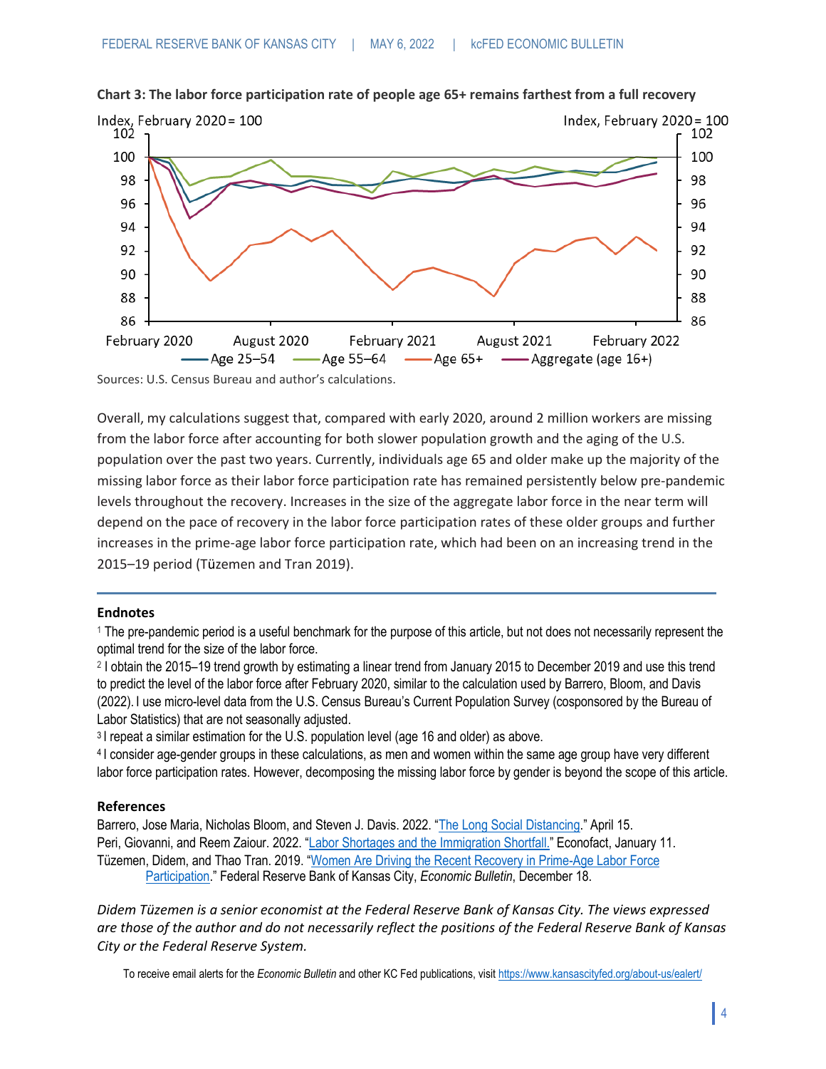**Chart 3: The labor force participation rate of people age 65+ remains farthest from a full recovery**

Index, February 2020 = 100

Index, February 2020 = 100

102
100
98
96
94
92
90
88
86

February 2020
August 2020
February 2021
August 2021
February 2022

Age 25–54
Age 55–64
Age 65+
Aggregate (age 16+)

Sources: U.S. Census Bureau and author's calculations.

Overall, my calculations suggest that, compared with early 2020, around 2 million workers are missing from the labor force after accounting for both slower population growth and the aging of the U.S. population over the past two years. Currently, individuals age 65 and older make up the majority of the missing labor force as their labor force participation rate has remained persistently below pre-pandemic levels throughout the recovery. Increases in the size of the aggregate labor force in the near term will depend on the pace of recovery in the labor force participation rates of these older groups and further increases in the prime-age labor force participation rate, which had been on an increasing trend in the 2015–19 period (Tüzemen and Tran 2019).

---

### Endnotes

[1] The pre-pandemic period is a useful benchmark for the purpose of this article, but not does not necessarily represent the optimal trend for the size of the labor force.

[2] I obtain the 2015–19 trend growth by estimating a linear trend from January 2015 to December 2019 and use this trend to predict the level of the labor force after February 2020, similar to the calculation used by Barrero, Bloom, and Davis (2022). I use micro-level data from the U.S. Census Bureau's Current Population Survey (cosponsored by the Bureau of Labor Statistics) that are not seasonally adjusted.

[3] I repeat a similar estimation for the U.S. population level (age 16 and older) as above.

[4] I consider age-gender groups in these calculations, as men and women within the same age group have very different labor force participation rates. However, decomposing the missing labor force by gender is beyond the scope of this article.

### References

Barrero, Jose Maria, Nicholas Bloom, and Steven J. Davis. 2022. "The Long Social Distancing." April 15.

Peri, Giovanni, and Reem Zaiour. 2022. "Labor Shortages and the Immigration Shortfall." Econofact, January 11.

Tüzemen, Didem, and Thao Tran. 2019. "Women Are Driving the Recent Recovery in Prime-Age Labor Force Participation." Federal Reserve Bank of Kansas City, *Economic Bulletin*, December 18.

*Didem Tüzemen is a senior economist at the Federal Reserve Bank of Kansas City. The views expressed are those of the author and do not necessarily reflect the positions of the Federal Reserve Bank of Kansas City or the Federal Reserve System.*

To receive email alerts for the *Economic Bulletin* and other KC Fed publications, visit https://www.kansascityfed.org/about-us/ealert/